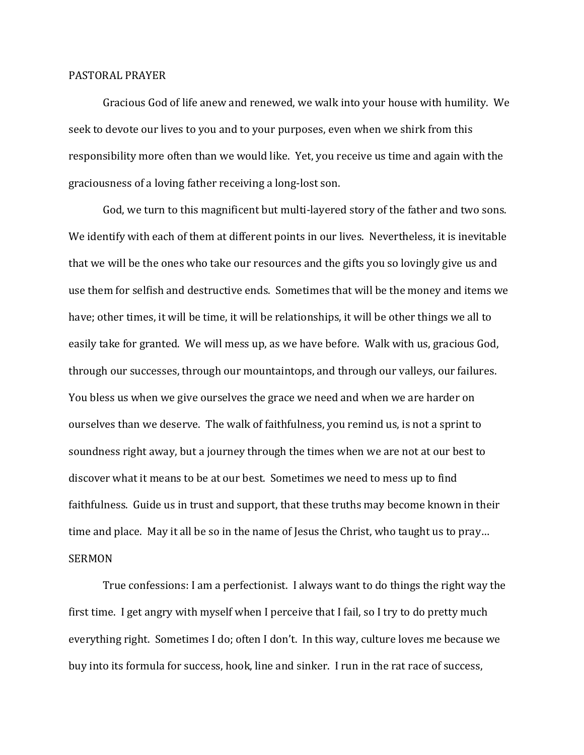## PASTORAL PRAYER

Gracious God of life anew and renewed, we walk into your house with humility. We seek to devote our lives to you and to your purposes, even when we shirk from this responsibility more often than we would like. Yet, you receive us time and again with the graciousness of a loving father receiving a long-lost son.

God, we turn to this magnificent but multi-layered story of the father and two sons. We identify with each of them at different points in our lives. Nevertheless, it is inevitable that we will be the ones who take our resources and the gifts you so lovingly give us and use them for selfish and destructive ends. Sometimes that will be the money and items we have; other times, it will be time, it will be relationships, it will be other things we all to easily take for granted. We will mess up, as we have before. Walk with us, gracious God, through our successes, through our mountaintops, and through our valleys, our failures. You bless us when we give ourselves the grace we need and when we are harder on ourselves than we deserve. The walk of faithfulness, you remind us, is not a sprint to soundness right away, but a journey through the times when we are not at our best to discover what it means to be at our best. Sometimes we need to mess up to find faithfulness. Guide us in trust and support, that these truths may become known in their time and place. May it all be so in the name of Jesus the Christ, who taught us to pray…

## SERMON

True confessions: I am a perfectionist. I always want to do things the right way the first time. I get angry with myself when I perceive that I fail, so I try to do pretty much everything right. Sometimes I do; often I don't. In this way, culture loves me because we buy into its formula for success, hook, line and sinker. I run in the rat race of success,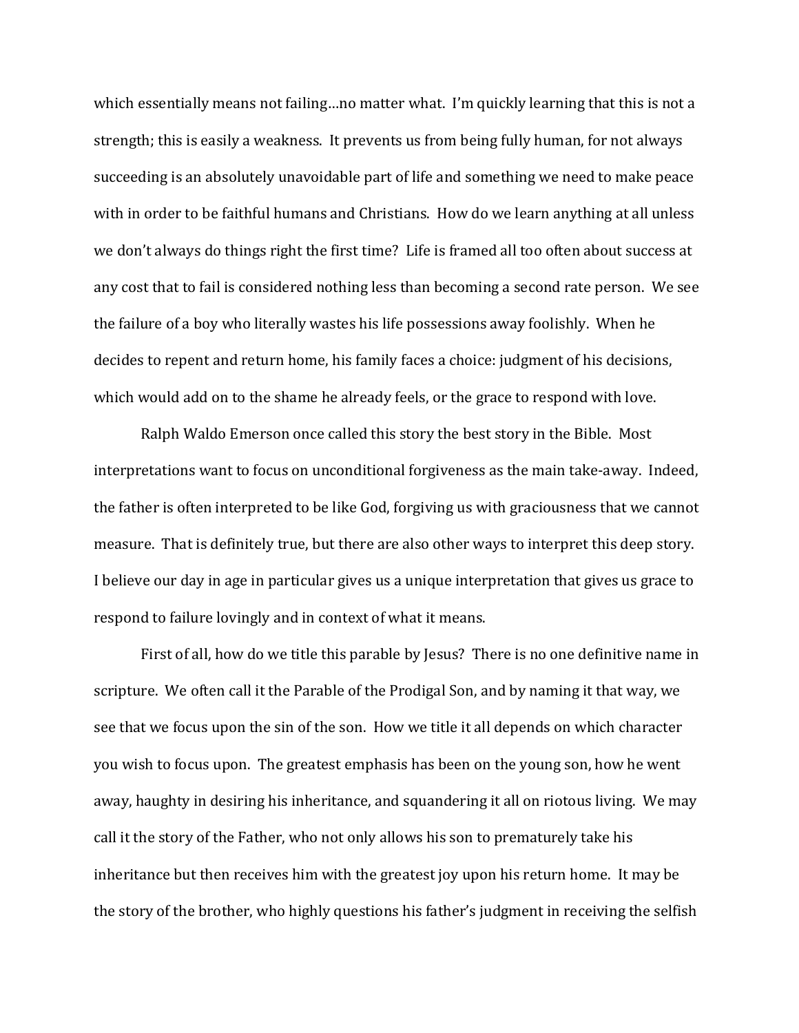which essentially means not failing…no matter what. I'm quickly learning that this is not a strength; this is easily a weakness. It prevents us from being fully human, for not always succeeding is an absolutely unavoidable part of life and something we need to make peace with in order to be faithful humans and Christians. How do we learn anything at all unless we don't always do things right the first time? Life is framed all too often about success at any cost that to fail is considered nothing less than becoming a second rate person. We see the failure of a boy who literally wastes his life possessions away foolishly. When he decides to repent and return home, his family faces a choice: judgment of his decisions, which would add on to the shame he already feels, or the grace to respond with love.

Ralph Waldo Emerson once called this story the best story in the Bible. Most interpretations want to focus on unconditional forgiveness as the main take-away. Indeed, the father is often interpreted to be like God, forgiving us with graciousness that we cannot measure. That is definitely true, but there are also other ways to interpret this deep story. I believe our day in age in particular gives us a unique interpretation that gives us grace to respond to failure lovingly and in context of what it means.

First of all, how do we title this parable by Jesus? There is no one definitive name in scripture. We often call it the Parable of the Prodigal Son, and by naming it that way, we see that we focus upon the sin of the son. How we title it all depends on which character you wish to focus upon. The greatest emphasis has been on the young son, how he went away, haughty in desiring his inheritance, and squandering it all on riotous living. We may call it the story of the Father, who not only allows his son to prematurely take his inheritance but then receives him with the greatest joy upon his return home. It may be the story of the brother, who highly questions his father's judgment in receiving the selfish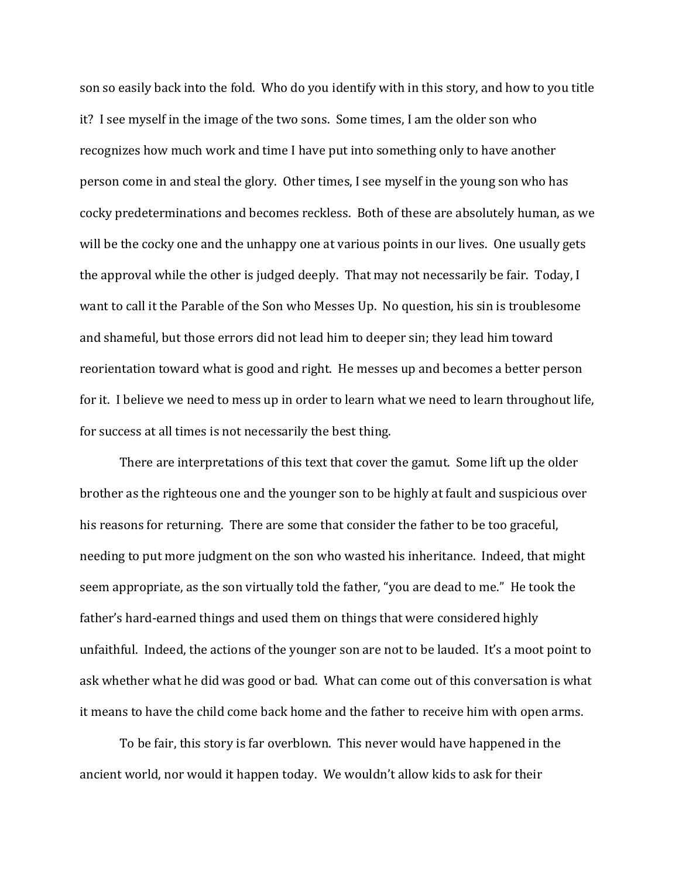son so easily back into the fold. Who do you identify with in this story, and how to you title it? I see myself in the image of the two sons. Some times, I am the older son who recognizes how much work and time I have put into something only to have another person come in and steal the glory. Other times, I see myself in the young son who has cocky predeterminations and becomes reckless. Both of these are absolutely human, as we will be the cocky one and the unhappy one at various points in our lives. One usually gets the approval while the other is judged deeply. That may not necessarily be fair. Today, I want to call it the Parable of the Son who Messes Up. No question, his sin is troublesome and shameful, but those errors did not lead him to deeper sin; they lead him toward reorientation toward what is good and right. He messes up and becomes a better person for it. I believe we need to mess up in order to learn what we need to learn throughout life, for success at all times is not necessarily the best thing.

There are interpretations of this text that cover the gamut. Some lift up the older brother as the righteous one and the younger son to be highly at fault and suspicious over his reasons for returning. There are some that consider the father to be too graceful, needing to put more judgment on the son who wasted his inheritance. Indeed, that might seem appropriate, as the son virtually told the father, "you are dead to me." He took the father's hard-earned things and used them on things that were considered highly unfaithful. Indeed, the actions of the younger son are not to be lauded. It's a moot point to ask whether what he did was good or bad. What can come out of this conversation is what it means to have the child come back home and the father to receive him with open arms.

To be fair, this story is far overblown. This never would have happened in the ancient world, nor would it happen today. We wouldn't allow kids to ask for their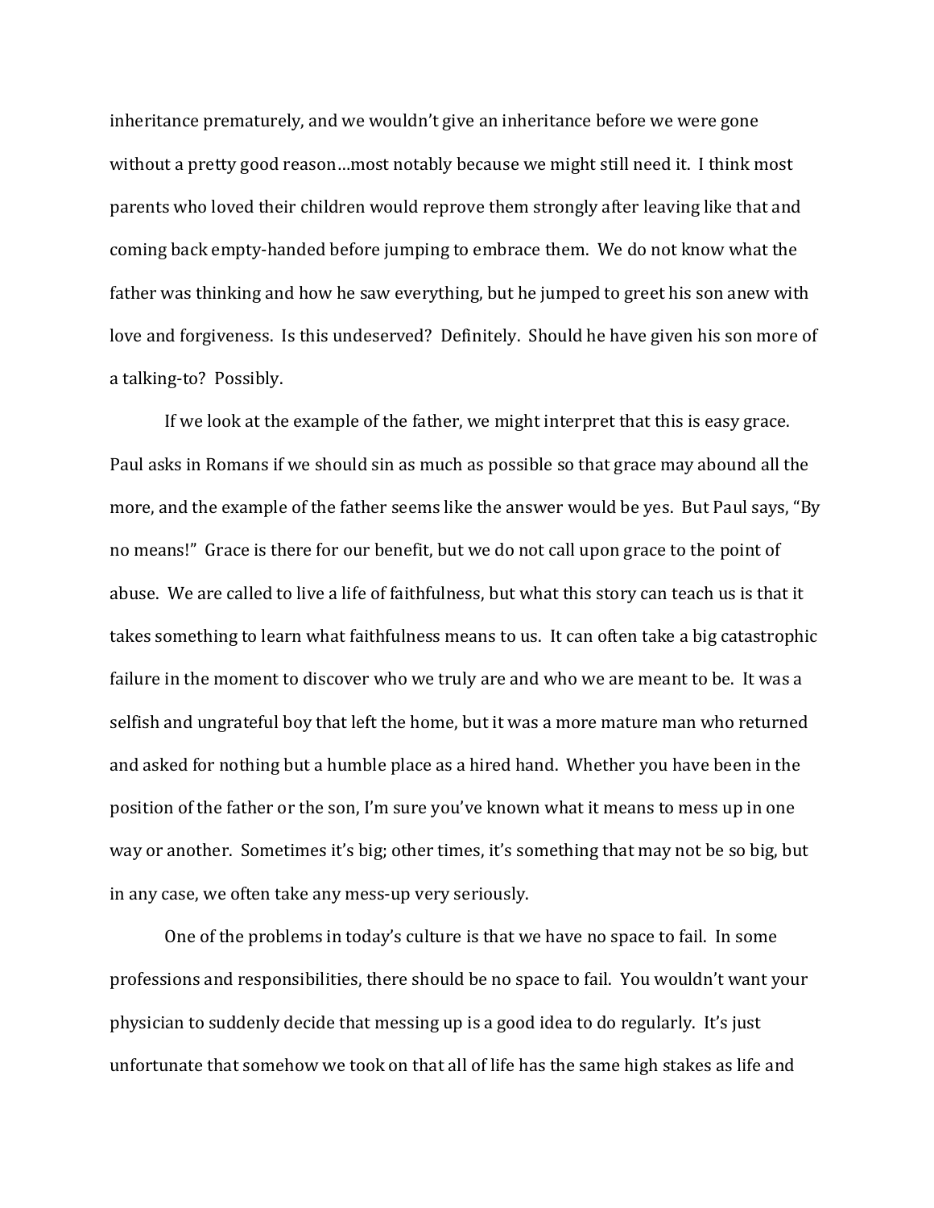inheritance prematurely, and we wouldn't give an inheritance before we were gone without a pretty good reason…most notably because we might still need it. I think most parents who loved their children would reprove them strongly after leaving like that and coming back empty-handed before jumping to embrace them. We do not know what the father was thinking and how he saw everything, but he jumped to greet his son anew with love and forgiveness. Is this undeserved? Definitely. Should he have given his son more of a talking-to? Possibly.

If we look at the example of the father, we might interpret that this is easy grace. Paul asks in Romans if we should sin as much as possible so that grace may abound all the more, and the example of the father seems like the answer would be yes. But Paul says, "By no means!" Grace is there for our benefit, but we do not call upon grace to the point of abuse. We are called to live a life of faithfulness, but what this story can teach us is that it takes something to learn what faithfulness means to us. It can often take a big catastrophic failure in the moment to discover who we truly are and who we are meant to be. It was a selfish and ungrateful boy that left the home, but it was a more mature man who returned and asked for nothing but a humble place as a hired hand. Whether you have been in the position of the father or the son, I'm sure you've known what it means to mess up in one way or another. Sometimes it's big; other times, it's something that may not be so big, but in any case, we often take any mess-up very seriously.

One of the problems in today's culture is that we have no space to fail. In some professions and responsibilities, there should be no space to fail. You wouldn't want your physician to suddenly decide that messing up is a good idea to do regularly. It's just unfortunate that somehow we took on that all of life has the same high stakes as life and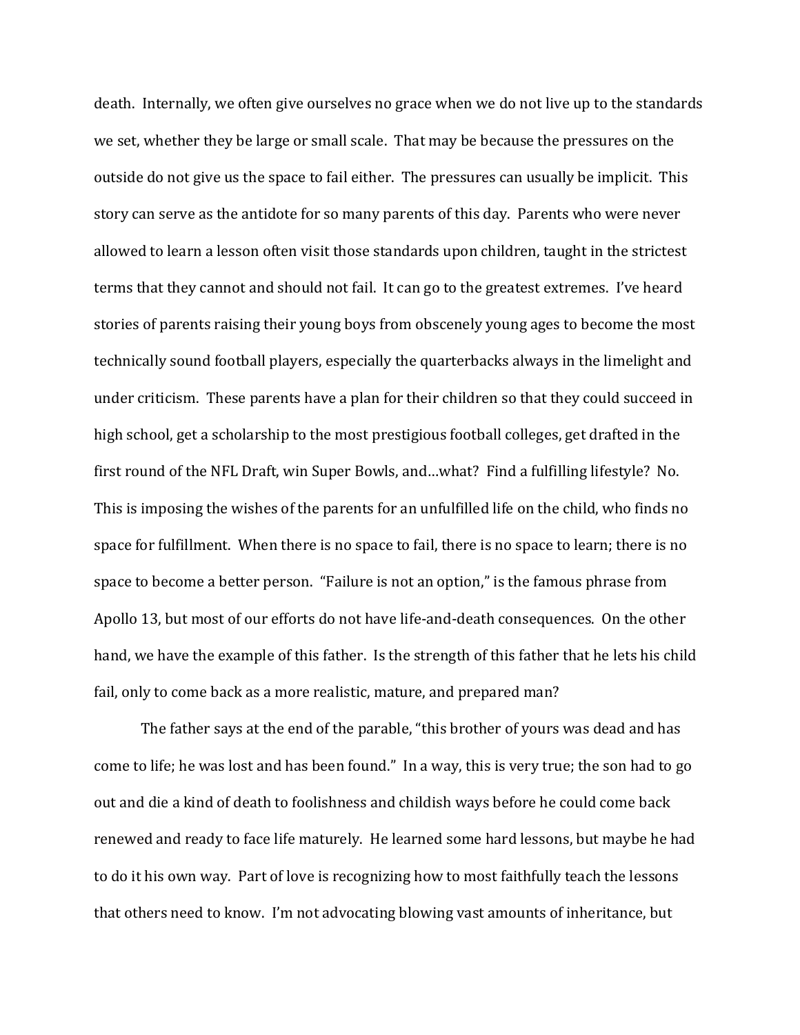death. Internally, we often give ourselves no grace when we do not live up to the standards we set, whether they be large or small scale. That may be because the pressures on the outside do not give us the space to fail either. The pressures can usually be implicit. This story can serve as the antidote for so many parents of this day. Parents who were never allowed to learn a lesson often visit those standards upon children, taught in the strictest terms that they cannot and should not fail. It can go to the greatest extremes. I've heard stories of parents raising their young boys from obscenely young ages to become the most technically sound football players, especially the quarterbacks always in the limelight and under criticism. These parents have a plan for their children so that they could succeed in high school, get a scholarship to the most prestigious football colleges, get drafted in the first round of the NFL Draft, win Super Bowls, and…what? Find a fulfilling lifestyle? No. This is imposing the wishes of the parents for an unfulfilled life on the child, who finds no space for fulfillment. When there is no space to fail, there is no space to learn; there is no space to become a better person. "Failure is not an option," is the famous phrase from Apollo 13, but most of our efforts do not have life-and-death consequences. On the other hand, we have the example of this father. Is the strength of this father that he lets his child fail, only to come back as a more realistic, mature, and prepared man?

The father says at the end of the parable, "this brother of yours was dead and has come to life; he was lost and has been found." In a way, this is very true; the son had to go out and die a kind of death to foolishness and childish ways before he could come back renewed and ready to face life maturely. He learned some hard lessons, but maybe he had to do it his own way. Part of love is recognizing how to most faithfully teach the lessons that others need to know. I'm not advocating blowing vast amounts of inheritance, but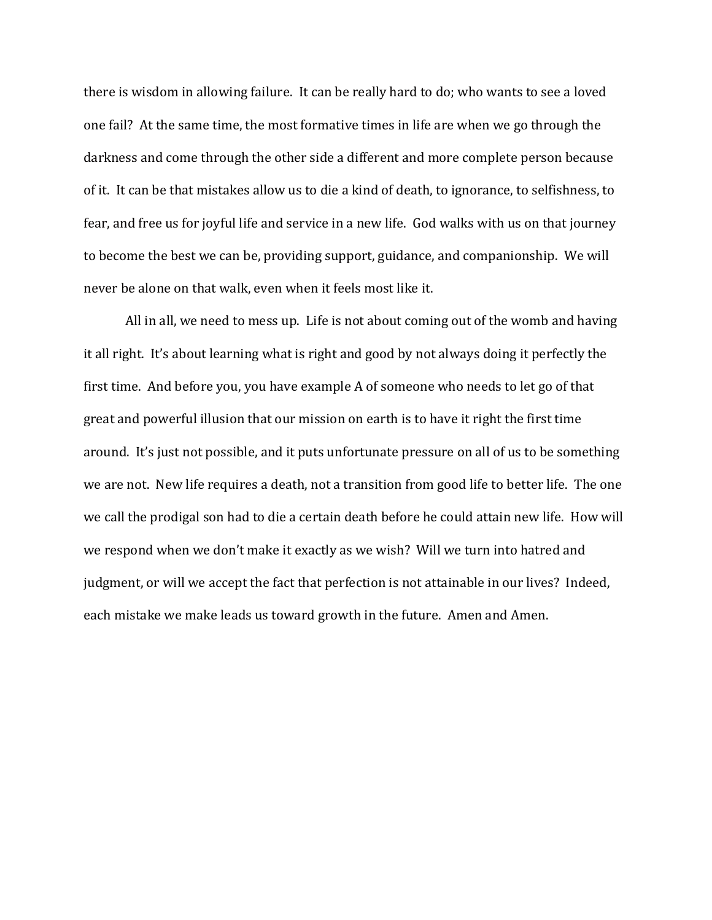there is wisdom in allowing failure. It can be really hard to do; who wants to see a loved one fail? At the same time, the most formative times in life are when we go through the darkness and come through the other side a different and more complete person because of it. It can be that mistakes allow us to die a kind of death, to ignorance, to selfishness, to fear, and free us for joyful life and service in a new life. God walks with us on that journey to become the best we can be, providing support, guidance, and companionship. We will never be alone on that walk, even when it feels most like it.

All in all, we need to mess up. Life is not about coming out of the womb and having it all right. It's about learning what is right and good by not always doing it perfectly the first time. And before you, you have example A of someone who needs to let go of that great and powerful illusion that our mission on earth is to have it right the first time around. It's just not possible, and it puts unfortunate pressure on all of us to be something we are not. New life requires a death, not a transition from good life to better life. The one we call the prodigal son had to die a certain death before he could attain new life. How will we respond when we don't make it exactly as we wish? Will we turn into hatred and judgment, or will we accept the fact that perfection is not attainable in our lives? Indeed, each mistake we make leads us toward growth in the future. Amen and Amen.